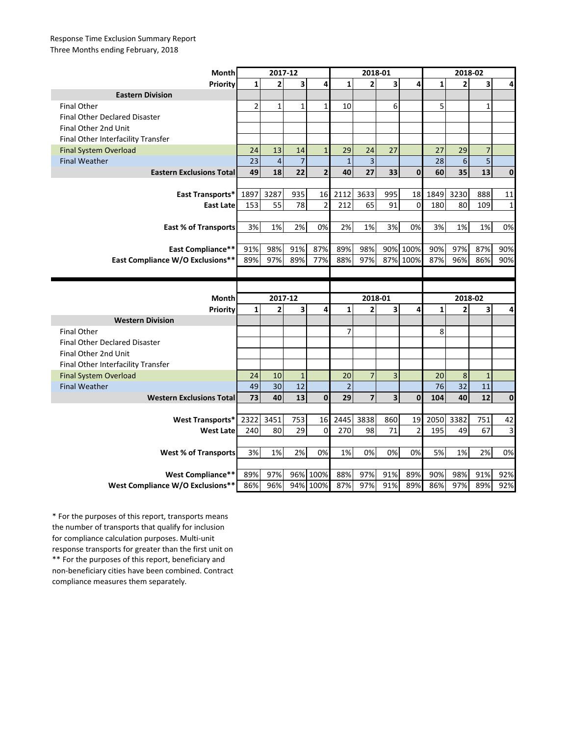Response Time Exclusion Summary Report
Three Months ending February, 2018

| Month | 2017-12 | | | | 2018-01 | | | | 2018-02 | | | |
|---|---|---|---|---|---|---|---|---|---|---|---|---|
| Priority | 1 | 2 | 3 | 4 | 1 | 2 | 3 | 4 | 1 | 2 | 3 | 4 |
| **Eastern Division** | | | | | | | | | | | | |
| Final Other | 2 | 1 | 1 | 1 | 10 | | 6 | | 5 | | 1 | |
| Final Other Declared Disaster | | | | | | | | | | | | |
| Final Other 2nd Unit | | | | | | | | | | | | |
| Final Other Interfacility Transfer | | | | | | | | | | | | |
| Final System Overload | 24 | 13 | 14 | 1 | 29 | 24 | 27 | | 27 | 29 | 7 | |
| Final Weather | 23 | 4 | 7 | | 1 | 3 | | | 28 | 6 | 5 | |
| **Eastern Exclusions Total** | **49** | **18** | **22** | **2** | **40** | **27** | **33** | **0** | **60** | **35** | **13** | **0** |
| | | | | | | | | | | | | |
| **East Transports*** | 1897 | 3287 | 935 | 16 | 2112 | 3633 | 995 | 18 | 1849 | 3230 | 888 | 11 |
| **East Late** | 153 | 55 | 78 | 2 | 212 | 65 | 91 | 0 | 180 | 80 | 109 | 1 |
| | | | | | | | | | | | | |
| **East % of Transports** | 3% | 1% | 2% | 0% | 2% | 1% | 3% | 0% | 3% | 1% | 1% | 0% |
| | | | | | | | | | | | | |
| **East Compliance**** | 91% | 98% | 91% | 87% | 89% | 98% | 90% | 100% | 90% | 97% | 87% | 90% |
| **East Compliance W/O Exclusions**** | 89% | 97% | 89% | 77% | 88% | 97% | 87% | 100% | 87% | 96% | 86% | 90% |

| Month | 2017-12 | | | | 2018-01 | | | | 2018-02 | | | |
|---|---|---|---|---|---|---|---|---|---|---|---|---|
| Priority | 1 | 2 | 3 | 4 | 1 | 2 | 3 | 4 | 1 | 2 | 3 | 4 |
| **Western Division** | | | | | | | | | | | | |
| Final Other | | | | | 7 | | | | 8 | | | |
| Final Other Declared Disaster | | | | | | | | | | | | |
| Final Other 2nd Unit | | | | | | | | | | | | |
| Final Other Interfacility Transfer | | | | | | | | | | | | |
| Final System Overload | 24 | 10 | 1 | | 20 | 7 | 3 | | 20 | 8 | 1 | |
| Final Weather | 49 | 30 | 12 | | 2 | | | | 76 | 32 | 11 | |
| **Western Exclusions Total** | **73** | **40** | **13** | **0** | **29** | **7** | **3** | **0** | **104** | **40** | **12** | **0** |
| | | | | | | | | | | | | |
| **West Transports*** | 2322 | 3451 | 753 | 16 | 2445 | 3838 | 860 | 19 | 2050 | 3382 | 751 | 42 |
| **West Late** | 240 | 80 | 29 | 0 | 270 | 98 | 71 | 2 | 195 | 49 | 67 | 3 |
| | | | | | | | | | | | | |
| **West % of Transports** | 3% | 1% | 2% | 0% | 1% | 0% | 0% | 0% | 5% | 1% | 2% | 0% |
| | | | | | | | | | | | | |
| **West Compliance**** | 89% | 97% | 96% | 100% | 88% | 97% | 91% | 89% | 90% | 98% | 91% | 92% |
| **West Compliance W/O Exclusions**** | 86% | 96% | 94% | 100% | 87% | 97% | 91% | 89% | 86% | 97% | 89% | 92% |

* For the purposes of this report, transports means the number of transports that qualify for inclusion for compliance calculation purposes. Multi-unit response transports for greater than the first unit on
** For the purposes of this report, beneficiary and non-beneficiary cities have been combined. Contract compliance measures them separately.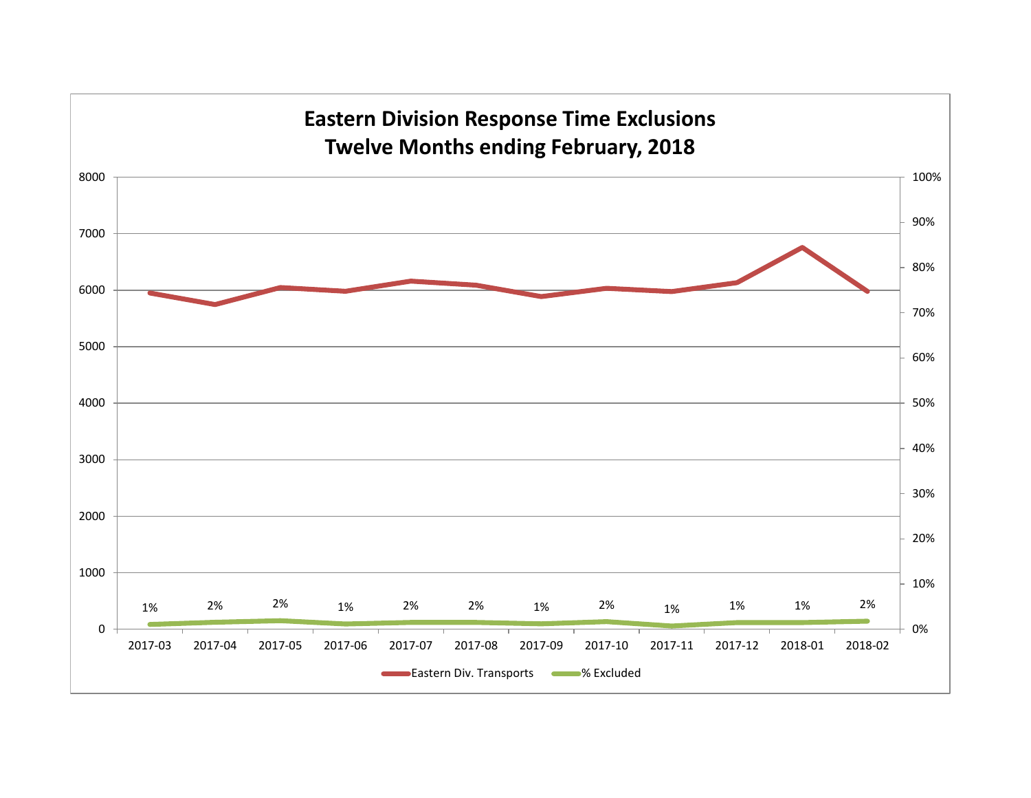# Eastern Division Response Time Exclusions
## Twelve Months ending February, 2018

| Month | % Excluded |
| --- | --- |
| 2017-03 | 1% |
| 2017-04 | 2% |
| 2017-05 | 2% |
| 2017-06 | 1% |
| 2017-07 | 2% |
| 2017-08 | 2% |
| 2017-09 | 1% |
| 2017-10 | 2% |
| 2017-11 | 1% |
| 2017-12 | 1% |
| 2018-01 | 1% |
| 2018-02 | 2% |

Eastern Div. Transports — % Excluded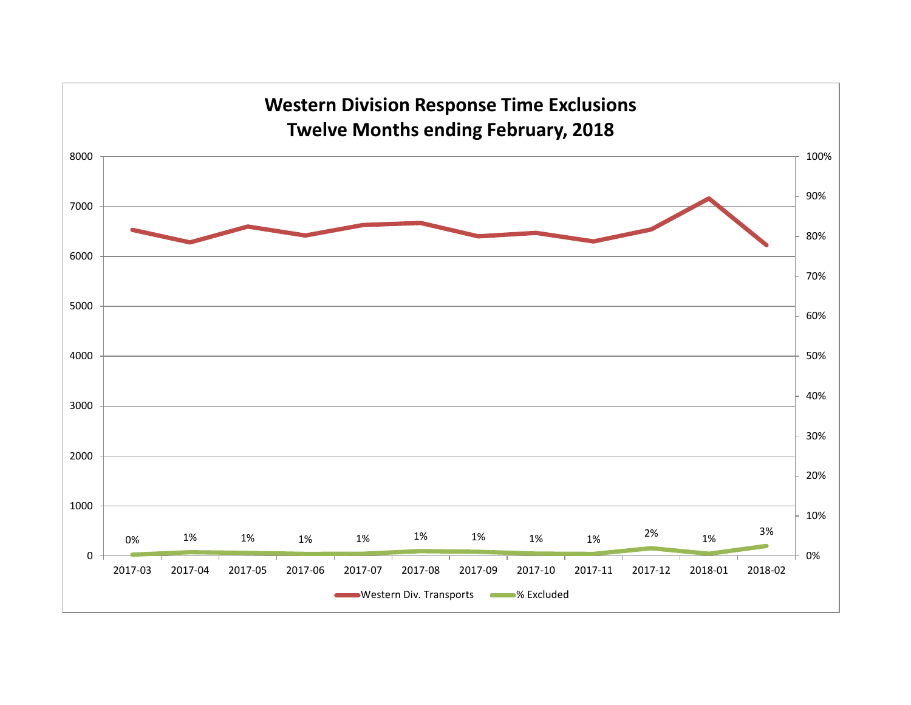# Western Division Response Time Exclusions
## Twelve Months ending February, 2018

8000
7000
6000
5000
4000
3000
2000
1000
0

100%
90%
80%
70%
60%
50%
40%
30%
20%
10%
0%

0% 1% 1% 1% 1% 1% 1% 1% 1% 2% 1% 3%

2017-03 2017-04 2017-05 2017-06 2017-07 2017-08 2017-09 2017-10 2017-11 2017-12 2018-01 2018-02

Western Div. Transports
% Excluded